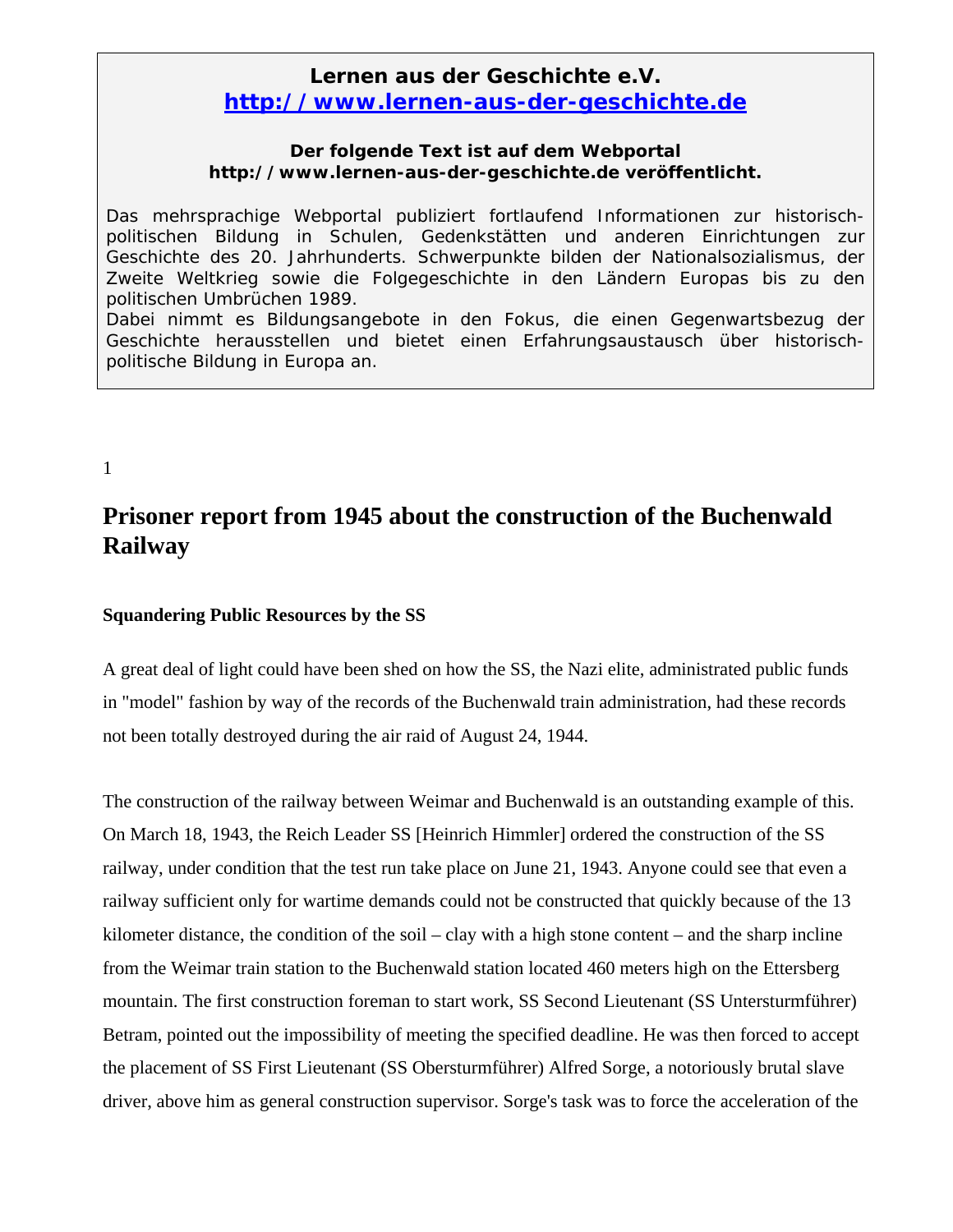**Lernen aus der Geschichte e.V.**
**http://www.lernen-aus-der-geschichte.de**

**Der folgende Text ist auf dem Webportal http://www.lernen-aus-der-geschichte.de veröffentlicht.**

Das mehrsprachige Webportal publiziert fortlaufend Informationen zur historisch-politischen Bildung in Schulen, Gedenkstätten und anderen Einrichtungen zur Geschichte des 20. Jahrhunderts. Schwerpunkte bilden der Nationalsozialismus, der Zweite Weltkrieg sowie die Folgegeschichte in den Ländern Europas bis zu den politischen Umbrüchen 1989.
Dabei nimmt es Bildungsangebote in den Fokus, die einen Gegenwartsbezug der Geschichte herausstellen und bietet einen Erfahrungsaustausch über historisch-politische Bildung in Europa an.

# Prisoner report from 1945 about the construction of the Buchenwald Railway

### Squandering Public Resources by the SS

A great deal of light could have been shed on how the SS, the Nazi elite, administrated public funds in "model" fashion by way of the records of the Buchenwald train administration, had these records not been totally destroyed during the air raid of August 24, 1944.

The construction of the railway between Weimar and Buchenwald is an outstanding example of this. On March 18, 1943, the Reich Leader SS [Heinrich Himmler] ordered the construction of the SS railway, under condition that the test run take place on June 21, 1943. Anyone could see that even a railway sufficient only for wartime demands could not be constructed that quickly because of the 13 kilometer distance, the condition of the soil – clay with a high stone content – and the sharp incline from the Weimar train station to the Buchenwald station located 460 meters high on the Ettersberg mountain. The first construction foreman to start work, SS Second Lieutenant (SS Untersturmführer) Betram, pointed out the impossibility of meeting the specified deadline. He was then forced to accept the placement of SS First Lieutenant (SS Obersturmführer) Alfred Sorge, a notoriously brutal slave driver, above him as general construction supervisor. Sorge's task was to force the acceleration of the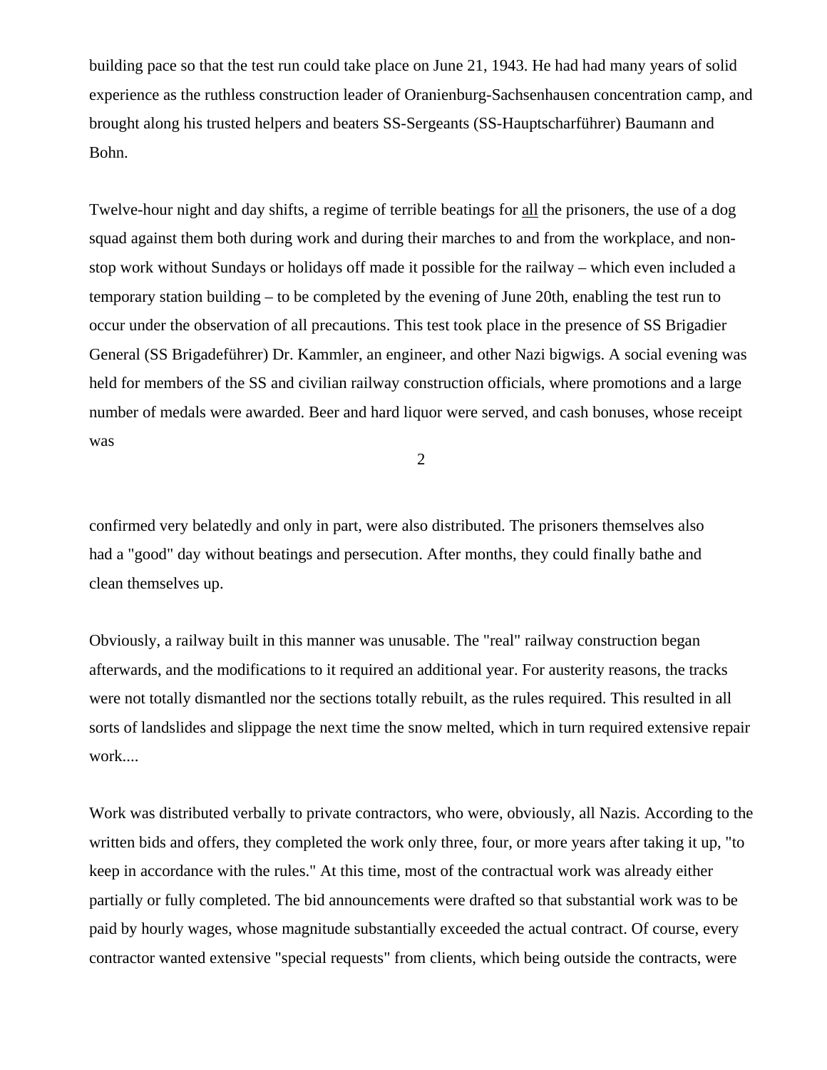building pace so that the test run could take place on June 21, 1943. He had had many years of solid experience as the ruthless construction leader of Oranienburg-Sachsenhausen concentration camp, and brought along his trusted helpers and beaters SS-Sergeants (SS-Hauptscharführer) Baumann and Bohn.

Twelve-hour night and day shifts, a regime of terrible beatings for <u>all</u> the prisoners, the use of a dog squad against them both during work and during their marches to and from the workplace, and non-stop work without Sundays or holidays off made it possible for the railway – which even included a temporary station building – to be completed by the evening of June 20th, enabling the test run to occur under the observation of all precautions. This test took place in the presence of SS Brigadier General (SS Brigadeführer) Dr. Kammler, an engineer, and other Nazi bigwigs. A social evening was held for members of the SS and civilian railway construction officials, where promotions and a large number of medals were awarded. Beer and hard liquor were served, and cash bonuses, whose receipt was confirmed very belatedly and only in part, were also distributed. The prisoners themselves also had a "good" day without beatings and persecution. After months, they could finally bathe and clean themselves up.

Obviously, a railway built in this manner was unusable. The "real" railway construction began afterwards, and the modifications to it required an additional year. For austerity reasons, the tracks were not totally dismantled nor the sections totally rebuilt, as the rules required. This resulted in all sorts of landslides and slippage the next time the snow melted, which in turn required extensive repair work....

Work was distributed verbally to private contractors, who were, obviously, all Nazis. According to the written bids and offers, they completed the work only three, four, or more years after taking it up, "to keep in accordance with the rules." At this time, most of the contractual work was already either partially or fully completed. The bid announcements were drafted so that substantial work was to be paid by hourly wages, whose magnitude substantially exceeded the actual contract. Of course, every contractor wanted extensive "special requests" from clients, which being outside the contracts, were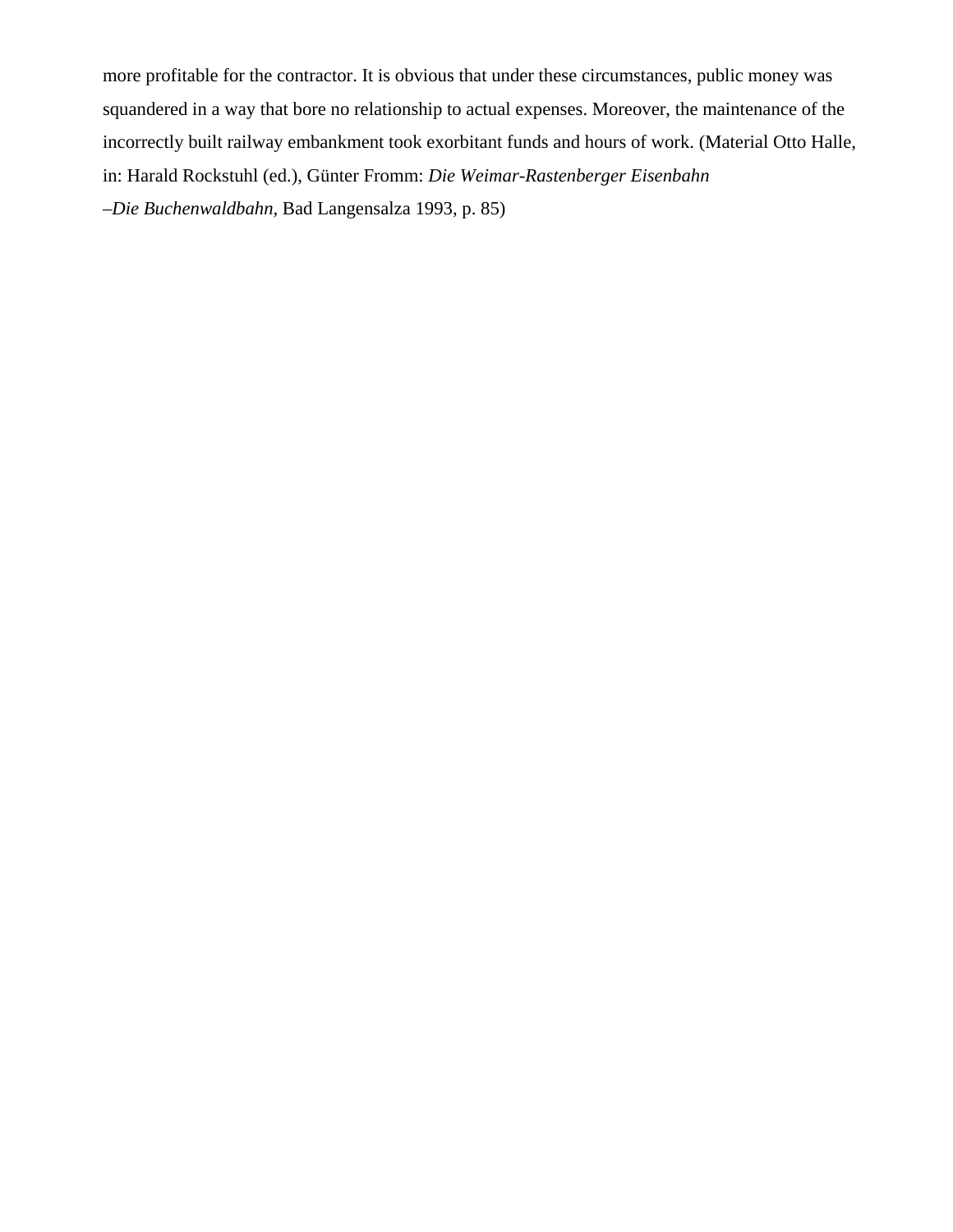more profitable for the contractor. It is obvious that under these circumstances, public money was squandered in a way that bore no relationship to actual expenses. Moreover, the maintenance of the incorrectly built railway embankment took exorbitant funds and hours of work. (Material Otto Halle, in: Harald Rockstuhl (ed.), Günter Fromm: *Die Weimar-Rastenberger Eisenbahn –Die Buchenwaldbahn*, Bad Langensalza 1993, p. 85)